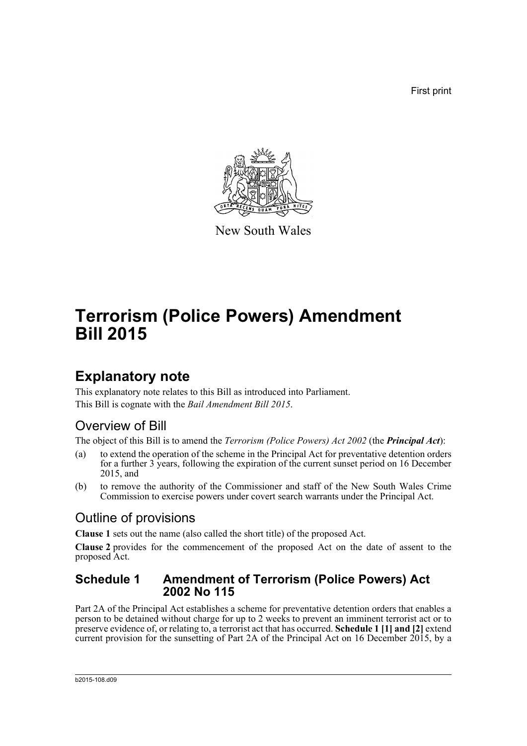First print

New South Wales

# Terrorism (Police Powers) Amendment Bill 2015

## Explanatory note

This explanatory note relates to this Bill as introduced into Parliament.

This Bill is cognate with the *Bail Amendment Bill 2015*.

### Overview of Bill

The object of this Bill is to amend the *Terrorism (Police Powers) Act 2002* (the ***Principal Act***):

(a) to extend the operation of the scheme in the Principal Act for preventative detention orders for a further 3 years, following the expiration of the current sunset period on 16 December 2015, and

(b) to remove the authority of the Commissioner and staff of the New South Wales Crime Commission to exercise powers under covert search warrants under the Principal Act.

### Outline of provisions

**Clause 1** sets out the name (also called the short title) of the proposed Act.

**Clause 2** provides for the commencement of the proposed Act on the date of assent to the proposed Act.

### Schedule 1 Amendment of Terrorism (Police Powers) Act 2002 No 115

Part 2A of the Principal Act establishes a scheme for preventative detention orders that enables a person to be detained without charge for up to 2 weeks to prevent an imminent terrorist act or to preserve evidence of, or relating to, a terrorist act that has occurred. **Schedule 1 [1] and [2]** extend current provision for the sunsetting of Part 2A of the Principal Act on 16 December 2015, by a

b2015-108.d09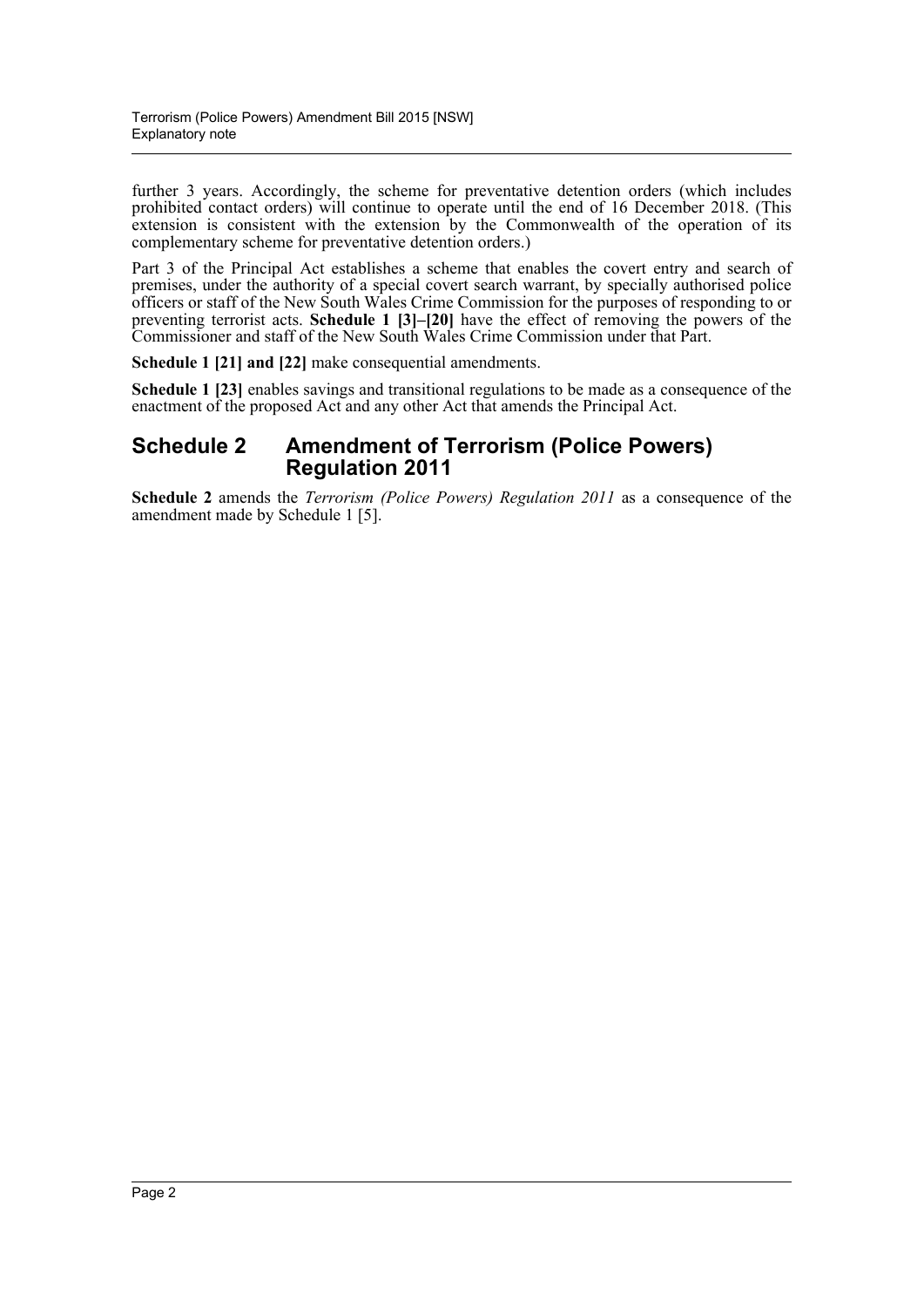further 3 years. Accordingly, the scheme for preventative detention orders (which includes prohibited contact orders) will continue to operate until the end of 16 December 2018. (This extension is consistent with the extension by the Commonwealth of the operation of its complementary scheme for preventative detention orders.)

Part 3 of the Principal Act establishes a scheme that enables the covert entry and search of premises, under the authority of a special covert search warrant, by specially authorised police officers or staff of the New South Wales Crime Commission for the purposes of responding to or preventing terrorist acts. **Schedule 1 [3]–[20]** have the effect of removing the powers of the Commissioner and staff of the New South Wales Crime Commission under that Part.

**Schedule 1 [21] and [22]** make consequential amendments.

**Schedule 1 [23]** enables savings and transitional regulations to be made as a consequence of the enactment of the proposed Act and any other Act that amends the Principal Act.

## Schedule 2 Amendment of Terrorism (Police Powers) Regulation 2011

**Schedule 2** amends the *Terrorism (Police Powers) Regulation 2011* as a consequence of the amendment made by Schedule 1 [5].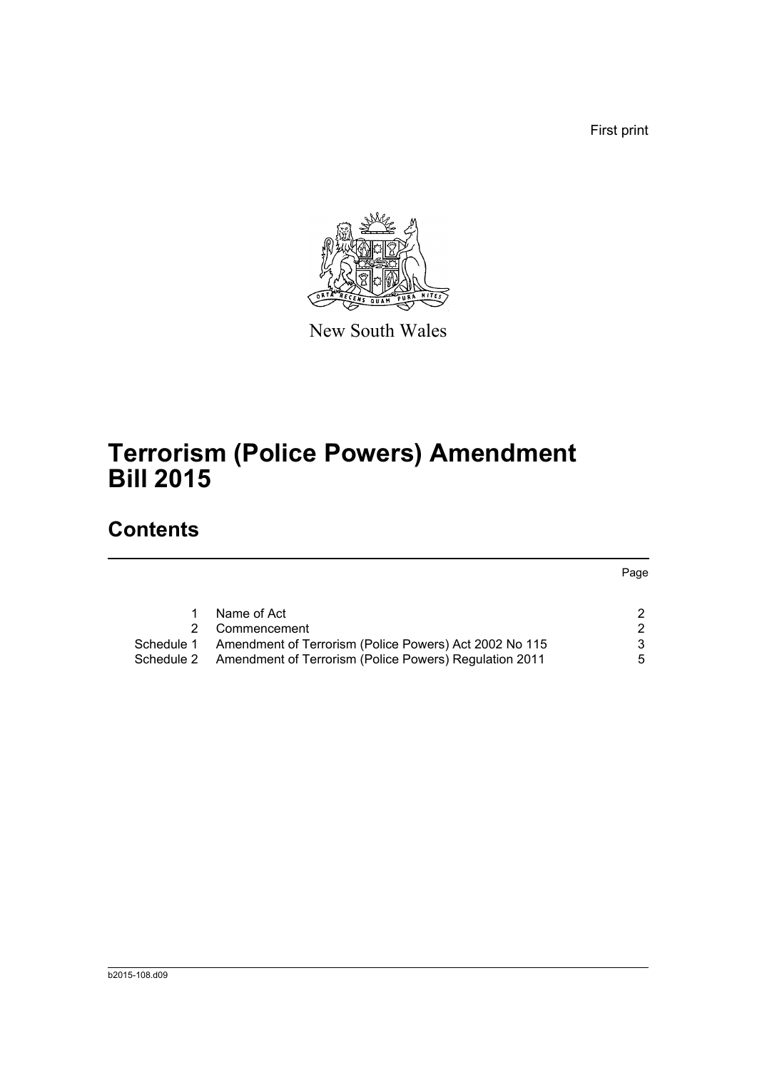First print

New South Wales

# Terrorism (Police Powers) Amendment Bill 2015

## Contents

| | | Page |
|---|---|---|
| 1 | Name of Act | 2 |
| 2 | Commencement | 2 |
| Schedule 1 | Amendment of Terrorism (Police Powers) Act 2002 No 115 | 3 |
| Schedule 2 | Amendment of Terrorism (Police Powers) Regulation 2011 | 5 |

b2015-108.d09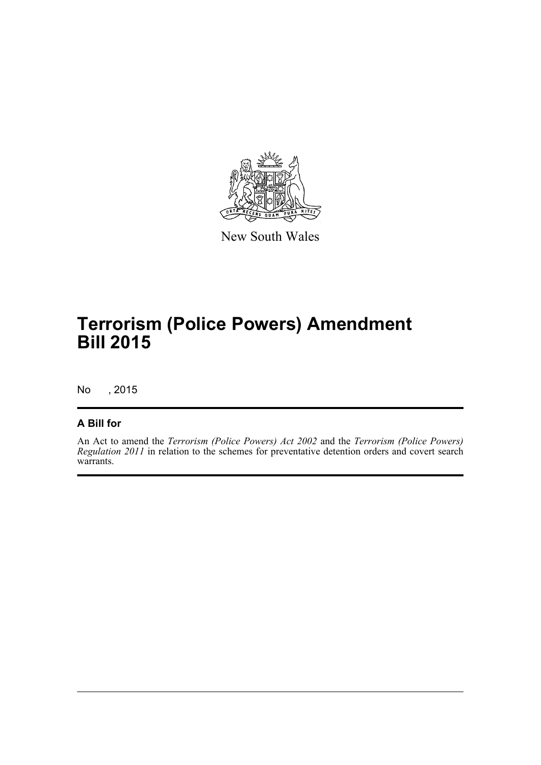New South Wales

# Terrorism (Police Powers) Amendment Bill 2015

No , 2015

## A Bill for

An Act to amend the *Terrorism (Police Powers) Act 2002* and the *Terrorism (Police Powers) Regulation 2011* in relation to the schemes for preventative detention orders and covert search warrants.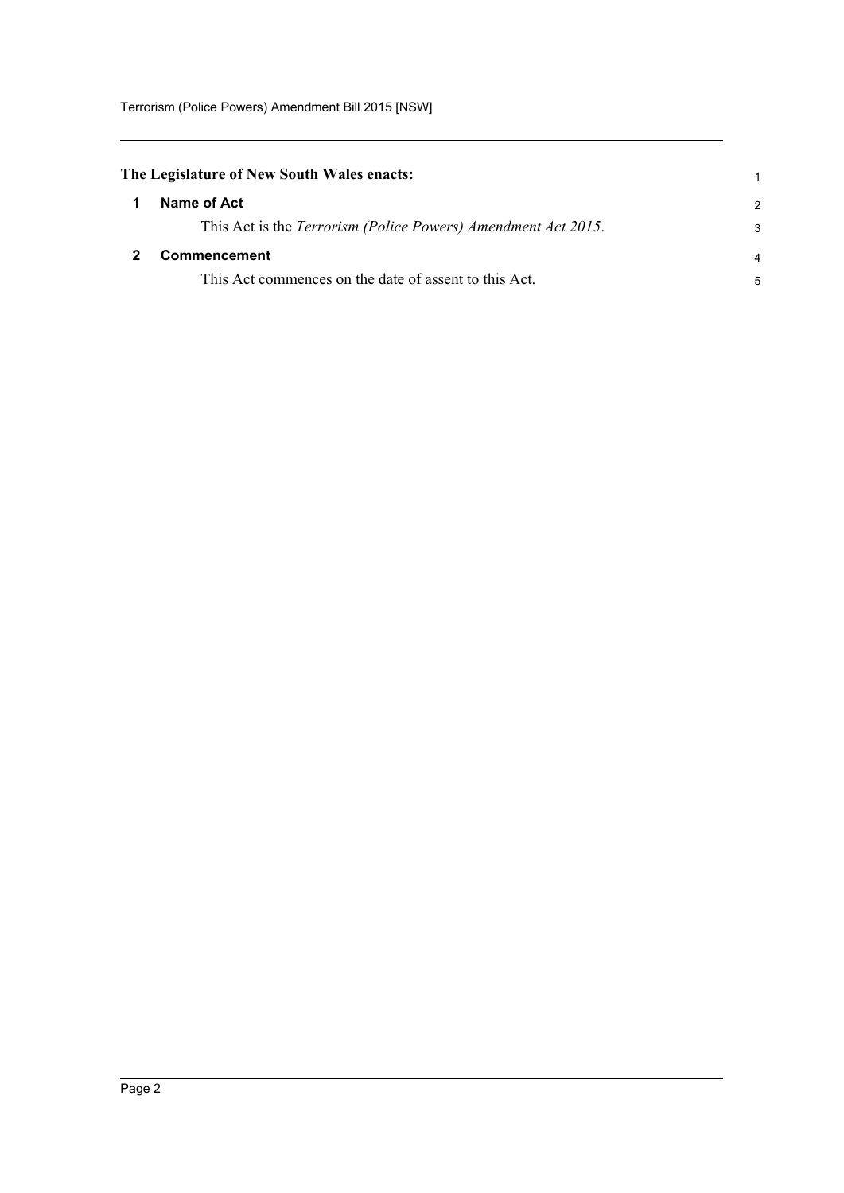**The Legislature of New South Wales enacts:**

## 1 Name of Act

This Act is the *Terrorism (Police Powers) Amendment Act 2015*.

## 2 Commencement

This Act commences on the date of assent to this Act.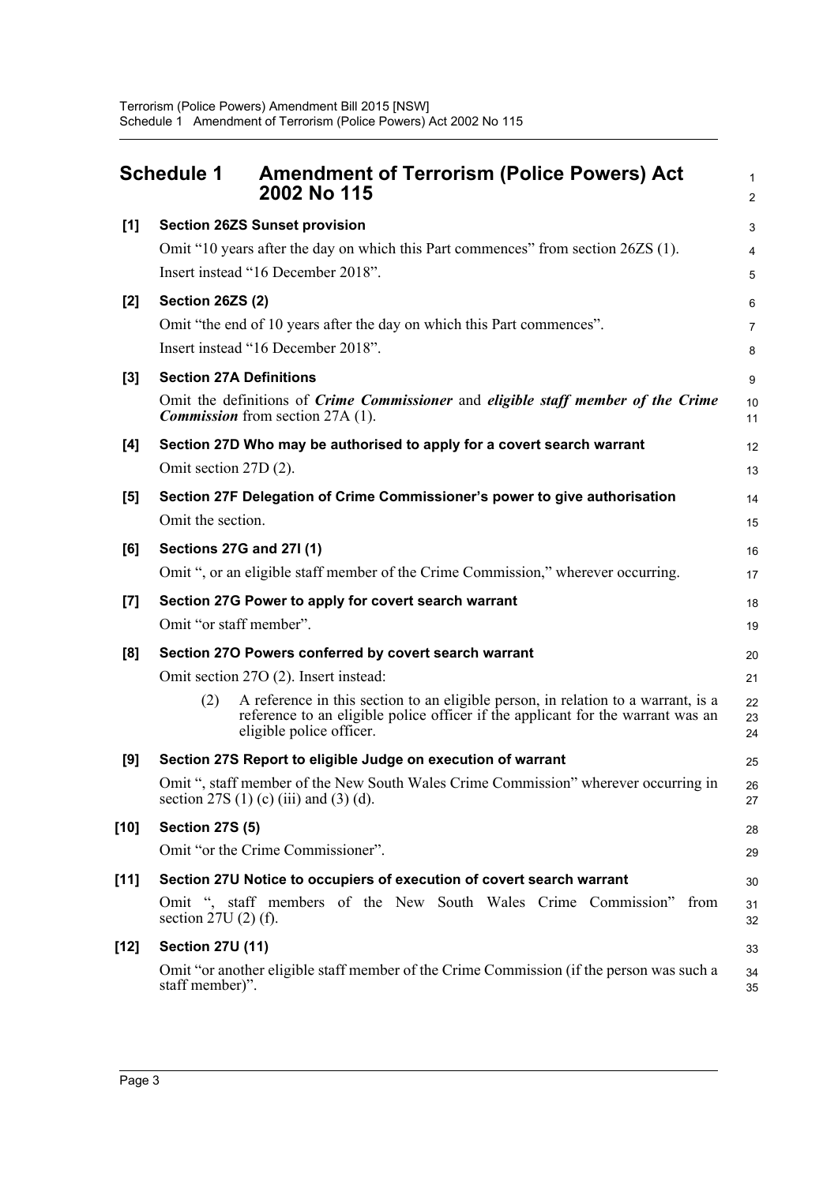# Schedule 1 Amendment of Terrorism (Police Powers) Act 2002 No 115

**[1] Section 26ZS Sunset provision**

Omit "10 years after the day on which this Part commences" from section 26ZS (1).

Insert instead "16 December 2018".

**[2] Section 26ZS (2)**

Omit "the end of 10 years after the day on which this Part commences".

Insert instead "16 December 2018".

**[3] Section 27A Definitions**

Omit the definitions of ***Crime Commissioner*** and ***eligible staff member of the Crime Commission*** from section 27A (1).

**[4] Section 27D Who may be authorised to apply for a covert search warrant**

Omit section 27D (2).

**[5] Section 27F Delegation of Crime Commissioner's power to give authorisation**

Omit the section.

**[6] Sections 27G and 27I (1)**

Omit ", or an eligible staff member of the Crime Commission," wherever occurring.

**[7] Section 27G Power to apply for covert search warrant**

Omit "or staff member".

**[8] Section 27O Powers conferred by covert search warrant**

Omit section 27O (2). Insert instead:

> (2) A reference in this section to an eligible person, in relation to a warrant, is a reference to an eligible police officer if the applicant for the warrant was an eligible police officer.

**[9] Section 27S Report to eligible Judge on execution of warrant**

Omit ", staff member of the New South Wales Crime Commission" wherever occurring in section 27S (1) (c) (iii) and (3) (d).

**[10] Section 27S (5)**

Omit "or the Crime Commissioner".

**[11] Section 27U Notice to occupiers of execution of covert search warrant**

Omit ", staff members of the New South Wales Crime Commission" from section 27U (2) (f).

**[12] Section 27U (11)**

Omit "or another eligible staff member of the Crime Commission (if the person was such a staff member)".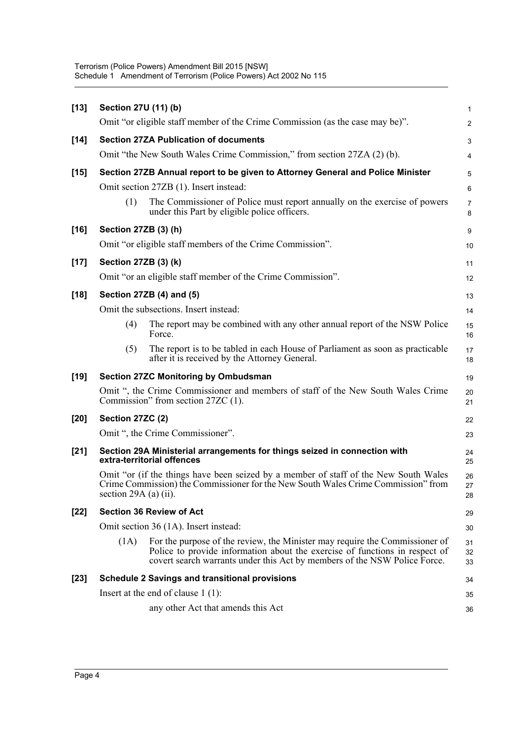**[13] Section 27U (11) (b)**

Omit "or eligible staff member of the Crime Commission (as the case may be)".

**[14] Section 27ZA Publication of documents**

Omit "the New South Wales Crime Commission," from section 27ZA (2) (b).

**[15] Section 27ZB Annual report to be given to Attorney General and Police Minister**

Omit section 27ZB (1). Insert instead:

(1) The Commissioner of Police must report annually on the exercise of powers under this Part by eligible police officers.

**[16] Section 27ZB (3) (h)**

Omit "or eligible staff members of the Crime Commission".

**[17] Section 27ZB (3) (k)**

Omit "or an eligible staff member of the Crime Commission".

**[18] Section 27ZB (4) and (5)**

Omit the subsections. Insert instead:

(4) The report may be combined with any other annual report of the NSW Police Force.

(5) The report is to be tabled in each House of Parliament as soon as practicable after it is received by the Attorney General.

**[19] Section 27ZC Monitoring by Ombudsman**

Omit ", the Crime Commissioner and members of staff of the New South Wales Crime Commission" from section 27ZC (1).

**[20] Section 27ZC (2)**

Omit ", the Crime Commissioner".

**[21] Section 29A Ministerial arrangements for things seized in connection with extra-territorial offences**

Omit "or (if the things have been seized by a member of staff of the New South Wales Crime Commission) the Commissioner for the New South Wales Crime Commission" from section 29A (a) (ii).

**[22] Section 36 Review of Act**

Omit section 36 (1A). Insert instead:

(1A) For the purpose of the review, the Minister may require the Commissioner of Police to provide information about the exercise of functions in respect of covert search warrants under this Act by members of the NSW Police Force.

**[23] Schedule 2 Savings and transitional provisions**

Insert at the end of clause 1 (1):

any other Act that amends this Act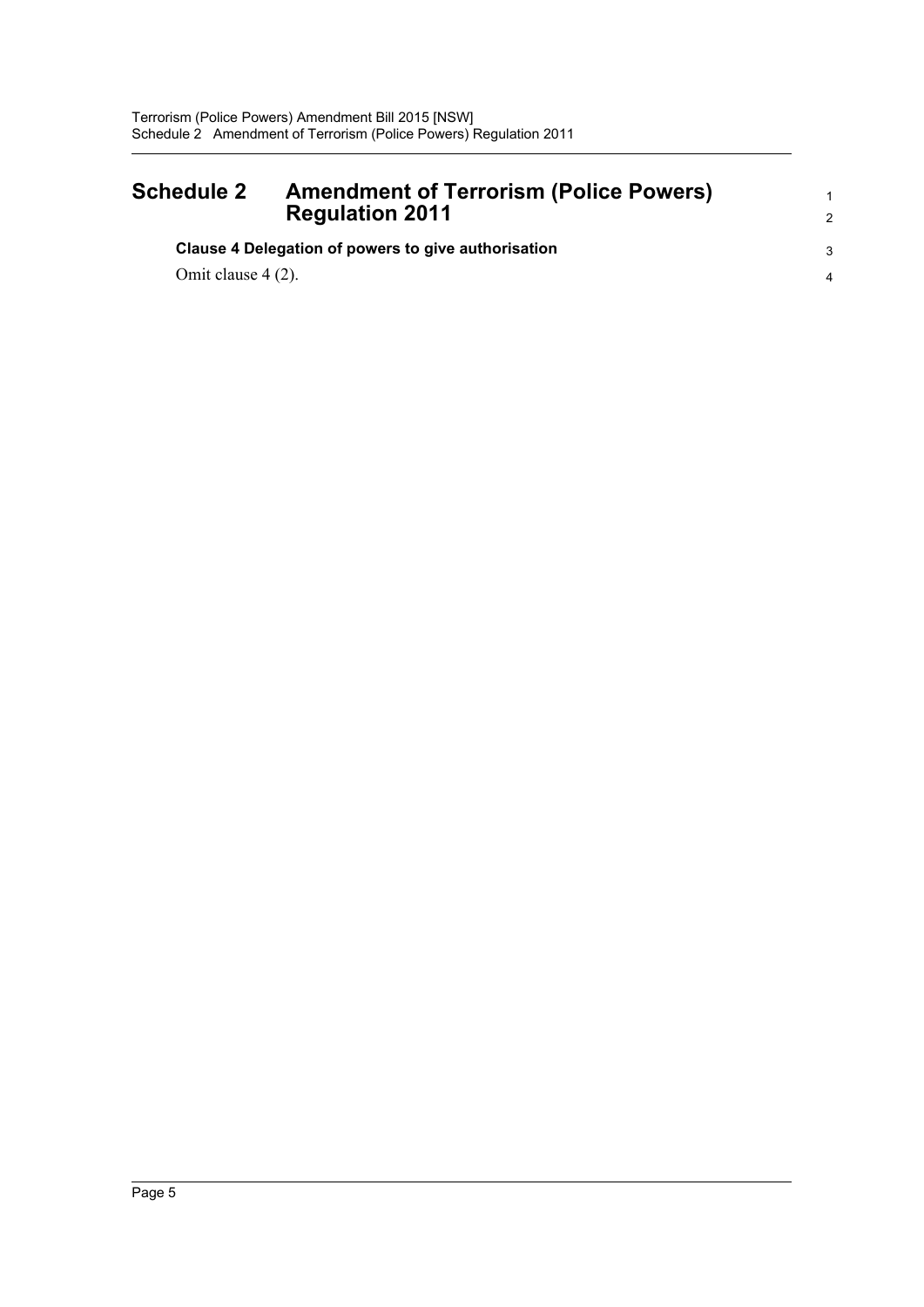# Schedule 2 Amendment of Terrorism (Police Powers) Regulation 2011

**Clause 4 Delegation of powers to give authorisation**

Omit clause 4 (2).